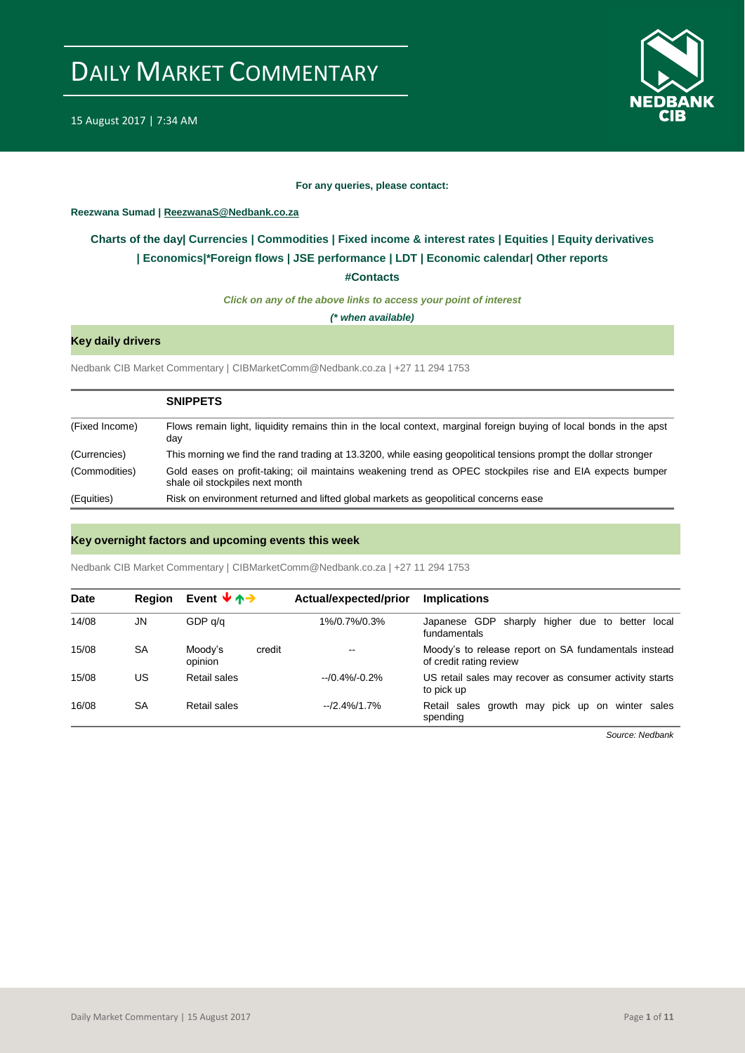# DAILY MARKET COMMENTARY

15 August 2017 | 7:34 AM

**For any queries, please contact:**

**Reezwana Sumad | ReezwanaS@Nedbank.co.za**

**Charts of the day| Currencies | Commodities | Fixed income & interest rates | Equities | Equity derivatives | Economics|*Foreign flows | JSE performance | LDT | Economic calendar| Other reports**

**#Contacts**

***Click on any of the above links to access your point of interest***

***(* when available)***

## Key daily drivers

Nedbank CIB Market Commentary | CIBMarketComm@Nedbank.co.za | +27 11 294 1753

| | **SNIPPETS** |
|---|---|
| (Fixed Income) | Flows remain light, liquidity remains thin in the local context, marginal foreign buying of local bonds in the apst day |
| (Currencies) | This morning we find the rand trading at 13.3200, while easing geopolitical tensions prompt the dollar stronger |
| (Commodities) | Gold eases on profit-taking; oil maintains weakening trend as OPEC stockpiles rise and EIA expects bumper shale oil stockpiles next month |
| (Equities) | Risk on environment returned and lifted global markets as geopolitical concerns ease |

## Key overnight factors and upcoming events this week

Nedbank CIB Market Commentary | CIBMarketComm@Nedbank.co.za | +27 11 294 1753

| Date | Region | Event | Actual/expected/prior | Implications |
|---|---|---|---|---|
| 14/08 | JN | GDP q/q | 1%/0.7%/0.3% | Japanese GDP sharply higher due to better local fundamentals |
| 15/08 | SA | Moody's credit opinion | -- | Moody's to release report on SA fundamentals instead of credit rating review |
| 15/08 | US | Retail sales | --/0.4%/-0.2% | US retail sales may recover as consumer activity starts to pick up |
| 16/08 | SA | Retail sales | --/2.4%/1.7% | Retail sales growth may pick up on winter sales spending |

*Source: Nedbank*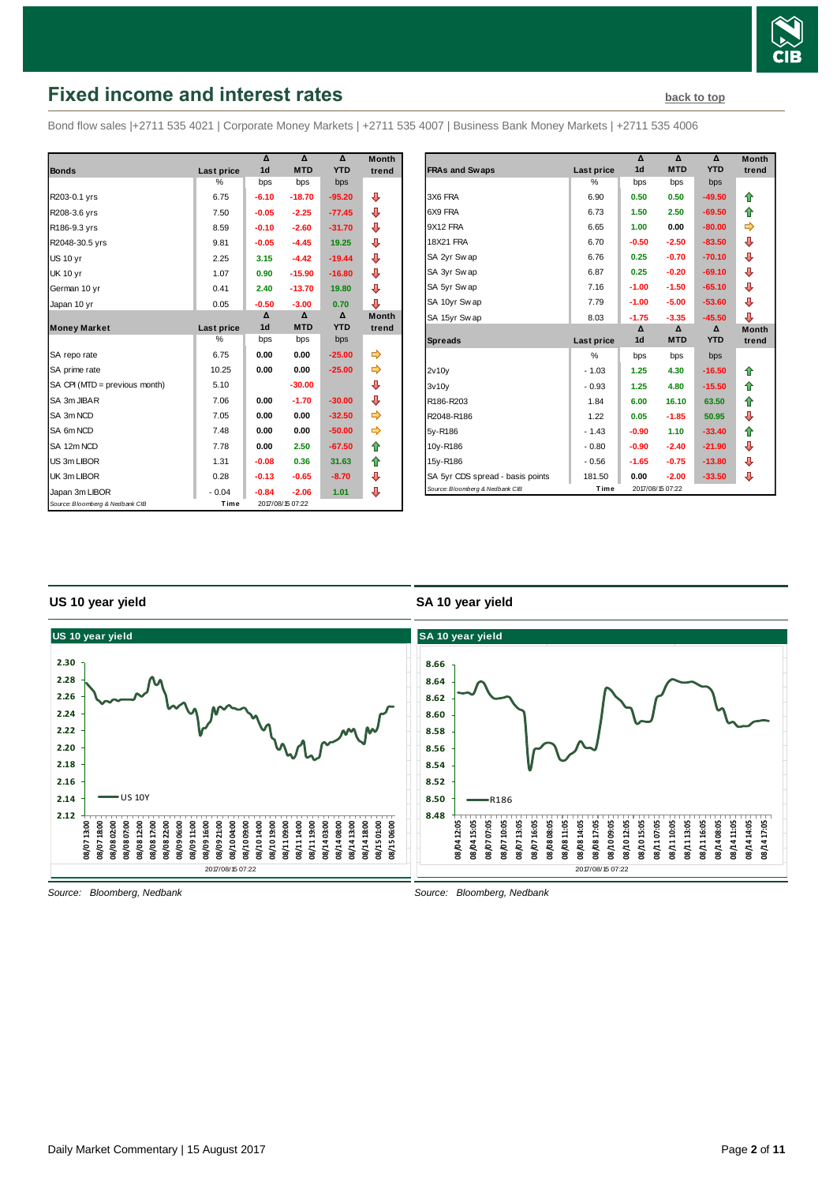## Fixed income and interest rates

back to top

Bond flow sales |+2711 535 4021 | Corporate Money Markets | +2711 535 4007 | Business Bank Money Markets | +2711 535 4006

| Bonds | Last price | Δ 1d | Δ MTD | Δ YTD | Month trend |
|---|---|---|---|---|---|
| | % | bps | bps | bps | |
| R203-0.1 yrs | 6.75 | -6.10 | -18.70 | -95.20 | ⇩ |
| R208-3.6 yrs | 7.50 | -0.05 | -2.25 | -77.45 | ⇩ |
| R186-9.3 yrs | 8.59 | -0.10 | -2.60 | -31.70 | ⇩ |
| R2048-30.5 yrs | 9.81 | -0.05 | -4.45 | 19.25 | ⇩ |
| US 10 yr | 2.25 | 3.15 | -4.42 | -19.44 | ⇩ |
| UK 10 yr | 1.07 | 0.90 | -15.90 | -16.80 | ⇩ |
| German 10 yr | 0.41 | 2.40 | -13.70 | 19.80 | ⇩ |
| Japan 10 yr | 0.05 | -0.50 | -3.00 | 0.70 | ⇩ |
| **Money Market** | **Last price** | **Δ 1d** | **Δ MTD** | **Δ YTD** | **Month trend** |
| | % | bps | bps | bps | |
| SA repo rate | 6.75 | 0.00 | 0.00 | -25.00 | ⇨ |
| SA prime rate | 10.25 | 0.00 | 0.00 | -25.00 | ⇨ |
| SA CPI (MTD = previous month) | 5.10 | | -30.00 | | ⇩ |
| SA 3m JIBAR | 7.06 | 0.00 | -1.70 | -30.00 | ⇩ |
| SA 3m NCD | 7.05 | 0.00 | 0.00 | -32.50 | ⇨ |
| SA 6m NCD | 7.48 | 0.00 | 0.00 | -50.00 | ⇨ |
| SA 12m NCD | 7.78 | 0.00 | 2.50 | -67.50 | ⇧ |
| US 3m LIBOR | 1.31 | -0.08 | 0.36 | 31.63 | ⇧ |
| UK 3m LIBOR | 0.28 | -0.13 | -0.65 | -8.70 | ⇩ |
| Japan 3m LIBOR | - 0.04 | -0.84 | -2.06 | 1.01 | ⇩ |

Source: Bloomberg & Nedbank CIB | Time 2017/08/15 07:22

| FRAs and Swaps | Last price | Δ 1d | Δ MTD | Δ YTD | Month trend |
|---|---|---|---|---|---|
| | % | bps | bps | bps | |
| 3X6 FRA | 6.90 | 0.50 | 0.50 | -49.50 | ⇧ |
| 6X9 FRA | 6.73 | 1.50 | 2.50 | -69.50 | ⇧ |
| 9X12 FRA | 6.65 | 1.00 | 0.00 | -80.00 | ⇨ |
| 18X21 FRA | 6.70 | -0.50 | -2.50 | -83.50 | ⇩ |
| SA 2yr Swap | 6.76 | 0.25 | -0.70 | -70.10 | ⇩ |
| SA 3yr Swap | 6.87 | 0.25 | -0.20 | -69.10 | ⇩ |
| SA 5yr Swap | 7.16 | -1.00 | -1.50 | -65.10 | ⇩ |
| SA 10yr Swap | 7.79 | -1.00 | -5.00 | -53.60 | ⇩ |
| SA 15yr Swap | 8.03 | -1.75 | -3.35 | -45.50 | ⇩ |
| **Spreads** | **Last price** | **Δ 1d** | **Δ MTD** | **Δ YTD** | **Month trend** |
| | % | bps | bps | bps | |
| 2v10y | - 1.03 | 1.25 | 4.30 | -16.50 | ⇧ |
| 3v10y | - 0.93 | 1.25 | 4.80 | -15.50 | ⇧ |
| R186-R203 | 1.84 | 6.00 | 16.10 | 63.50 | ⇧ |
| R2048-R186 | 1.22 | 0.05 | -1.85 | 50.95 | ⇩ |
| 5y-R186 | - 1.43 | -0.90 | 1.10 | -33.40 | ⇧ |
| 10y-R186 | - 0.80 | -0.90 | -2.40 | -21.90 | ⇩ |
| 15y-R186 | - 0.56 | -1.65 | -0.75 | -13.80 | ⇩ |
| SA 5yr CDS spread - basis points | 181.50 | 0.00 | -2.00 | -33.50 | ⇩ |

Source: Bloomberg & Nedbank CIB | Time 2017/08/15 07:22

### US 10 year yield

Source: Bloomberg, Nedbank

### SA 10 year yield

Source: Bloomberg, Nedbank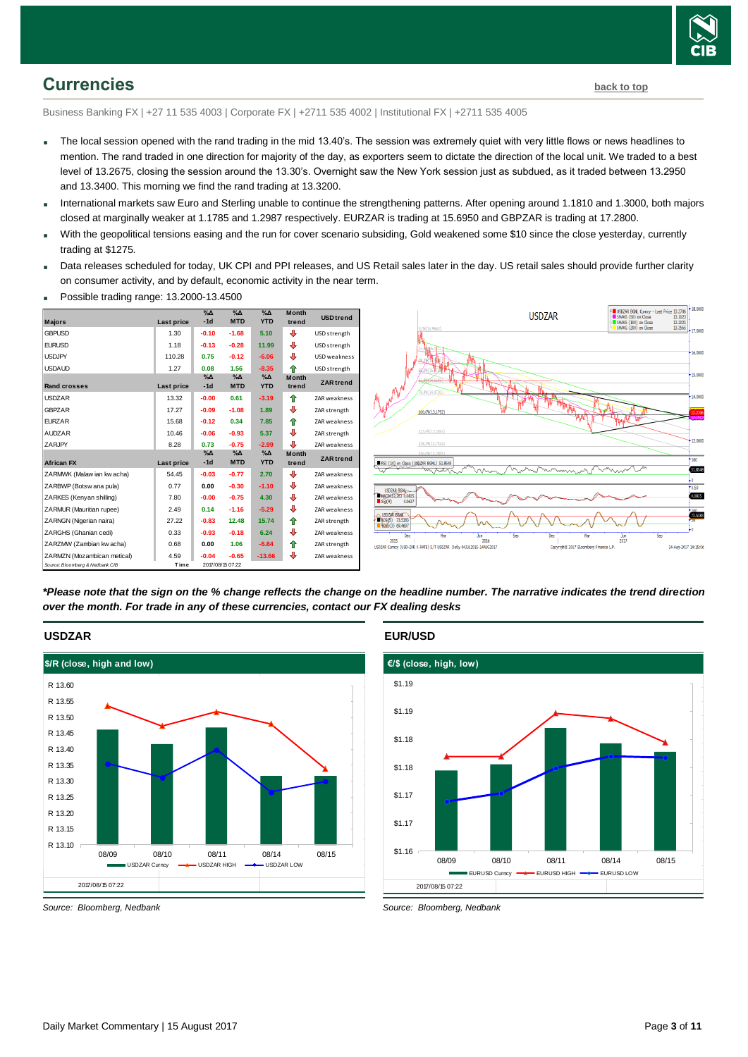## Currencies

back to top

Business Banking FX | +27 11 535 4003 | Corporate FX | +2711 535 4002 | Institutional FX | +2711 535 4005

- The local session opened with the rand trading in the mid 13.40's. The session was extremely quiet with very little flows or news headlines to mention. The rand traded in one direction for majority of the day, as exporters seem to dictate the direction of the local unit. We traded to a best level of 13.2675, closing the session around the 13.30's. Overnight saw the New York session just as subdued, as it traded between 13.2950 and 13.3400. This morning we find the rand trading at 13.3200.
- International markets saw Euro and Sterling unable to continue the strengthening patterns. After opening around 1.1810 and 1.3000, both majors closed at marginally weaker at 1.1785 and 1.2987 respectively. EURZAR is trading at 15.6950 and GBPZAR is trading at 17.2800.
- With the geopolitical tensions easing and the run for cover scenario subsiding, Gold weakened some $10 since the close yesterday, currently trading at $1275.
- Data releases scheduled for today, UK CPI and PPI releases, and US Retail sales later in the day. US retail sales should provide further clarity on consumer activity, and by default, economic activity in the near term.
- Possible trading range: 13.2000-13.4500

| Majors | Last price | %Δ -1d | %Δ MTD | %Δ YTD | Month trend | USD trend |
|---|---|---|---|---|---|---|
| GBPUSD | 1.30 | -0.10 | -1.68 | 5.10 | ⇩ | USD strength |
| EURUSD | 1.18 | -0.13 | -0.28 | 11.99 | ⇩ | USD strength |
| USDJPY | 110.28 | 0.75 | -0.12 | -6.06 | ⇩ | USD weakness |
| USDAUD | 1.27 | 0.08 | 1.56 | -8.35 | ⇧ | USD strength |
| **Rand crosses** | **Last price** | **%Δ -1d** | **%Δ MTD** | **%Δ YTD** | **Month trend** | **ZAR trend** |
| USDZAR | 13.32 | -0.00 | 0.61 | -3.19 | ⇧ | ZAR weakness |
| GBPZAR | 17.27 | -0.09 | -1.08 | 1.89 | ⇩ | ZAR strength |
| EURZAR | 15.68 | -0.12 | 0.34 | 7.85 | ⇧ | ZAR weakness |
| AUDZAR | 10.46 | -0.06 | -0.93 | 5.37 | ⇩ | ZAR strength |
| ZARJPY | 8.28 | 0.73 | -0.75 | -2.99 | ⇩ | ZAR weakness |
| **African FX** | **Last price** | **%Δ -1d** | **%Δ MTD** | **%Δ YTD** | **Month trend** | **ZAR trend** |
| ZARMWK (Malawian kwacha) | 54.45 | -0.03 | -0.77 | 2.70 | ⇩ | ZAR weakness |
| ZARBWP (Botswana pula) | 0.77 | 0.00 | -0.30 | -1.10 | ⇩ | ZAR weakness |
| ZARKES (Kenyan shilling) | 7.80 | -0.00 | -0.75 | 4.30 | ⇩ | ZAR weakness |
| ZARMUR (Mauritian rupee) | 2.49 | 0.14 | -1.16 | -5.29 | ⇩ | ZAR weakness |
| ZARNGN (Nigerian naira) | 27.22 | -0.83 | 12.48 | 15.74 | ⇧ | ZAR strength |
| ZARGHS (Ghanian cedi) | 0.33 | -0.93 | -0.18 | 6.24 | ⇩ | ZAR weakness |
| ZARZMW (Zambian kwacha) | 0.68 | 0.00 | 1.06 | -6.84 | ⇧ | ZAR strength |
| ZARMZN (Mozambican metical) | 4.59 | -0.04 | -0.65 | -13.66 | ⇩ | ZAR weakness |

Source: Bloomberg & Nedbank CIB — Time 2017/08/15 07:22

*\*Please note that the sign on the % change reflects the change on the headline number. The narrative indicates the trend direction over the month. For trade in any of these currencies, contact our FX dealing desks*

### USDZAR

Source: Bloomberg, Nedbank

### EUR/USD

Source: Bloomberg, Nedbank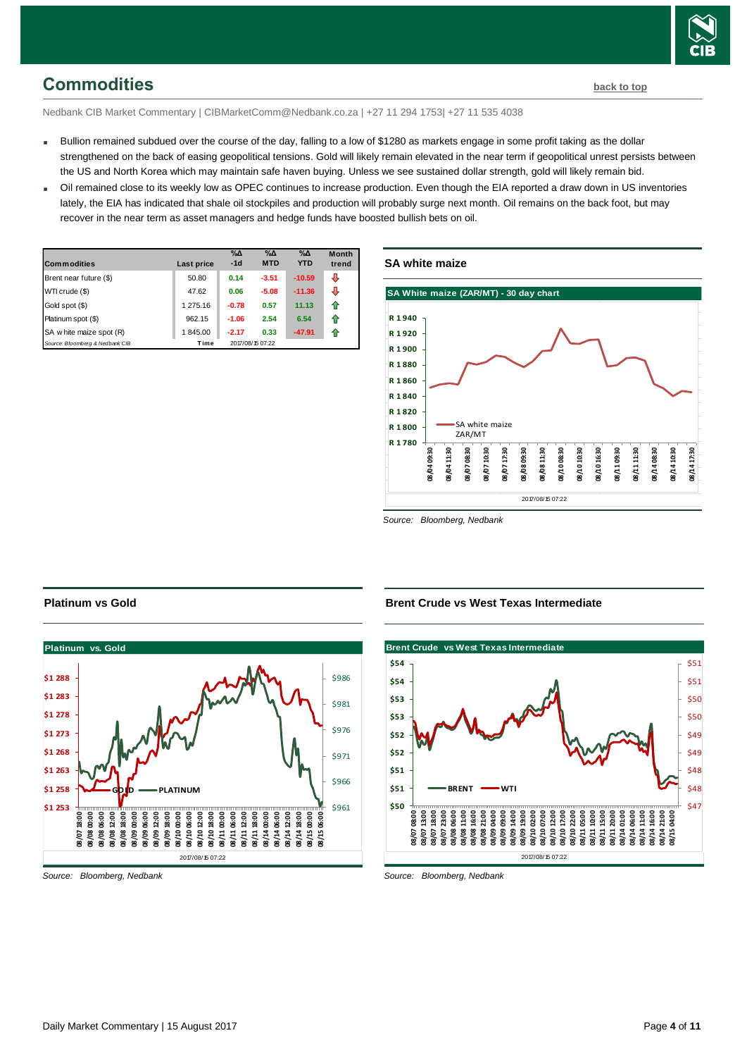## Commodities

back to top

Nedbank CIB Market Commentary | CIBMarketComm@Nedbank.co.za | +27 11 294 1753| +27 11 535 4038

- Bullion remained subdued over the course of the day, falling to a low of $1280 as markets engage in some profit taking as the dollar strengthened on the back of easing geopolitical tensions. Gold will likely remain elevated in the near term if geopolitical unrest persists between the US and North Korea which may maintain safe haven buying. Unless we see sustained dollar strength, gold will likely remain bid.
- Oil remained close to its weekly low as OPEC continues to increase production. Even though the EIA reported a draw down in US inventories lately, the EIA has indicated that shale oil stockpiles and production will probably surge next month. Oil remains on the back foot, but may recover in the near term as asset managers and hedge funds have boosted bullish bets on oil.

| Commodities | Last price | %Δ -1d | %Δ MTD | %Δ YTD | Month trend |
|---|---|---|---|---|---|
| Brent near future ($) | 50.80 | 0.14 | -3.51 | -10.59 | ⇩ |
| WTI crude ($) | 47.62 | 0.06 | -5.08 | -11.36 | ⇩ |
| Gold spot ($) | 1 275.16 | -0.78 | 0.57 | 11.13 | ⇧ |
| Platinum spot ($) | 962.15 | -1.06 | 2.54 | 6.54 | ⇧ |
| SA white maize spot (R) | 1 845.00 | -2.17 | 0.33 | -47.91 | ⇧ |
| Source: Bloomberg & Nedbank CIB | Time | 2017/08/15 07:22 | | | |

### SA white maize

Source: Bloomberg, Nedbank

### Platinum vs Gold

Source: Bloomberg, Nedbank

### Brent Crude vs West Texas Intermediate

Source: Bloomberg, Nedbank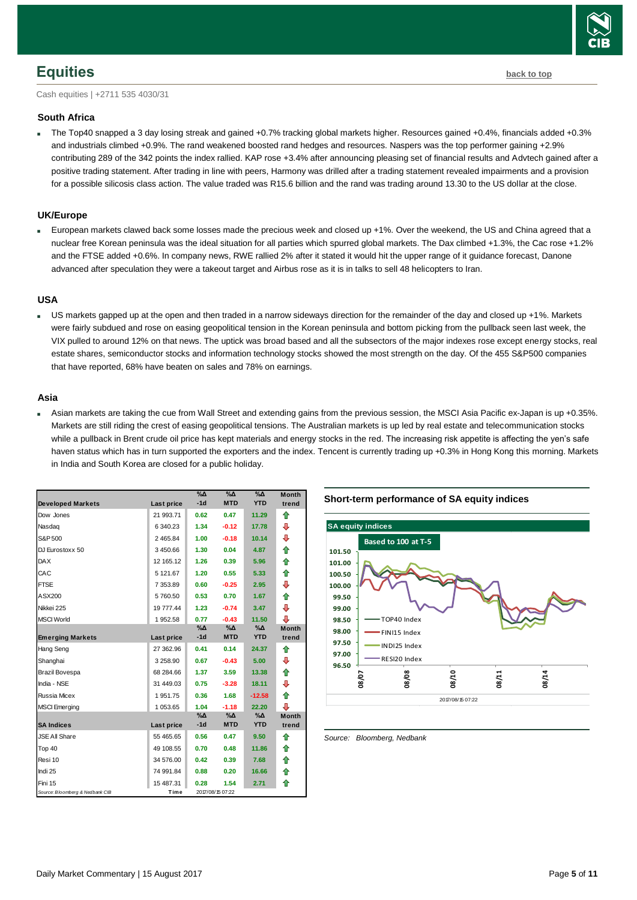# Equities

back to top

Cash equities | +2711 535 4030/31

### South Africa

- The Top40 snapped a 3 day losing streak and gained +0.7% tracking global markets higher. Resources gained +0.4%, financials added +0.3% and industrials climbed +0.9%. The rand weakened boosted rand hedges and resources. Naspers was the top performer gaining +2.9% contributing 289 of the 342 points the index rallied. KAP rose +3.4% after announcing pleasing set of financial results and Advtech gained after a positive trading statement. After trading in line with peers, Harmony was drilled after a trading statement revealed impairments and a provision for a possible silicosis class action. The value traded was R15.6 billion and the rand was trading around 13.30 to the US dollar at the close.

### UK/Europe

- European markets clawed back some losses made the precious week and closed up +1%. Over the weekend, the US and China agreed that a nuclear free Korean peninsula was the ideal situation for all parties which spurred global markets. The Dax climbed +1.3%, the Cac rose +1.2% and the FTSE added +0.6%. In company news, RWE rallied 2% after it stated it would hit the upper range of it guidance forecast, Danone advanced after speculation they were a takeout target and Airbus rose as it is in talks to sell 48 helicopters to Iran.

### USA

- US markets gapped up at the open and then traded in a narrow sideways direction for the remainder of the day and closed up +1%. Markets were fairly subdued and rose on easing geopolitical tension in the Korean peninsula and bottom picking from the pullback seen last week, the VIX pulled to around 12% on that news. The uptick was broad based and all the subsectors of the major indexes rose except energy stocks, real estate shares, semiconductor stocks and information technology stocks showed the most strength on the day. Of the 455 S&P500 companies that have reported, 68% have beaten on sales and 78% on earnings.

### Asia

- Asian markets are taking the cue from Wall Street and extending gains from the previous session, the MSCI Asia Pacific ex-Japan is up +0.35%. Markets are still riding the crest of easing geopolitical tensions. The Australian markets is up led by real estate and telecommunication stocks while a pullback in Brent crude oil price has kept materials and energy stocks in the red. The increasing risk appetite is affecting the yen's safe haven status which has in turn supported the exporters and the index. Tencent is currently trading up +0.3% in Hong Kong this morning. Markets in India and South Korea are closed for a public holiday.

| Developed Markets | Last price | %Δ -1d | %Δ MTD | %Δ YTD | Month trend |
|---|---|---|---|---|---|
| Dow Jones | 21 993.71 | 0.62 | 0.47 | 11.29 | ⇧ |
| Nasdaq | 6 340.23 | 1.34 | -0.12 | 17.78 | ⇩ |
| S&P500 | 2 465.84 | 1.00 | -0.18 | 10.14 | ⇩ |
| DJ Eurostoxx 50 | 3 450.66 | 1.30 | 0.04 | 4.87 | ⇧ |
| DAX | 12 165.12 | 1.26 | 0.39 | 5.96 | ⇧ |
| CAC | 5 121.67 | 1.20 | 0.55 | 5.33 | ⇧ |
| FTSE | 7 353.89 | 0.60 | -0.25 | 2.95 | ⇩ |
| ASX200 | 5 760.50 | 0.53 | 0.70 | 1.67 | ⇧ |
| Nikkei 225 | 19 777.44 | 1.23 | -0.74 | 3.47 | ⇩ |
| MSCI World | 1 952.58 | 0.77 | -0.43 | 11.50 | ⇩ |
| **Emerging Markets** | **Last price** | **%Δ -1d** | **%Δ MTD** | **%Δ YTD** | **Month trend** |
| Hang Seng | 27 362.96 | 0.41 | 0.14 | 24.37 | ⇧ |
| Shanghai | 3 258.90 | 0.67 | -0.43 | 5.00 | ⇩ |
| Brazil Bovespa | 68 284.66 | 1.37 | 3.59 | 13.38 | ⇧ |
| India - NSE | 31 449.03 | 0.75 | -3.28 | 18.11 | ⇩ |
| Russia Micex | 1 951.75 | 0.36 | 1.68 | -12.58 | ⇧ |
| MSCI Emerging | 1 053.65 | 1.04 | -1.18 | 22.20 | ⇩ |
| **SA Indices** | **Last price** | **%Δ -1d** | **%Δ MTD** | **%Δ YTD** | **Month trend** |
| JSE All Share | 55 465.65 | 0.56 | 0.47 | 9.50 | ⇧ |
| Top 40 | 49 108.55 | 0.70 | 0.48 | 11.86 | ⇧ |
| Resi 10 | 34 576.00 | 0.42 | 0.39 | 7.68 | ⇧ |
| Indi 25 | 74 991.84 | 0.88 | 0.20 | 16.66 | ⇧ |
| Fini 15 | 15 487.31 | 0.28 | 1.54 | 2.71 | ⇧ |

Source: Bloomberg & Nedbank CIB — Time 2017/08/15 07:22

**Short-term performance of SA equity indices**

Source: Bloomberg, Nedbank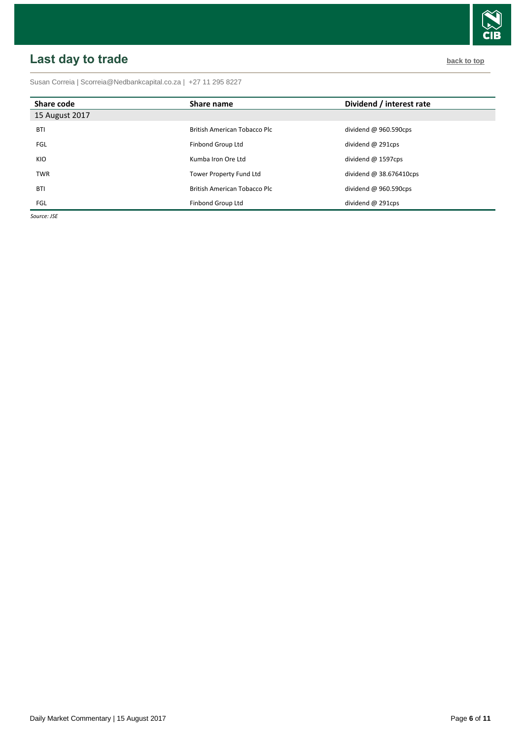## Last day to trade

back to top

Susan Correia | Scorreia@Nedbankcapital.co.za | +27 11 295 8227

| Share code | Share name | Dividend / interest rate |
|---|---|---|
| 15 August 2017 | | |
| BTI | British American Tobacco Plc | dividend @ 960.590cps |
| FGL | Finbond Group Ltd | dividend @ 291cps |
| KIO | Kumba Iron Ore Ltd | dividend @ 1597cps |
| TWR | Tower Property Fund Ltd | dividend @ 38.676410cps |
| BTI | British American Tobacco Plc | dividend @ 960.590cps |
| FGL | Finbond Group Ltd | dividend @ 291cps |

*Source: JSE*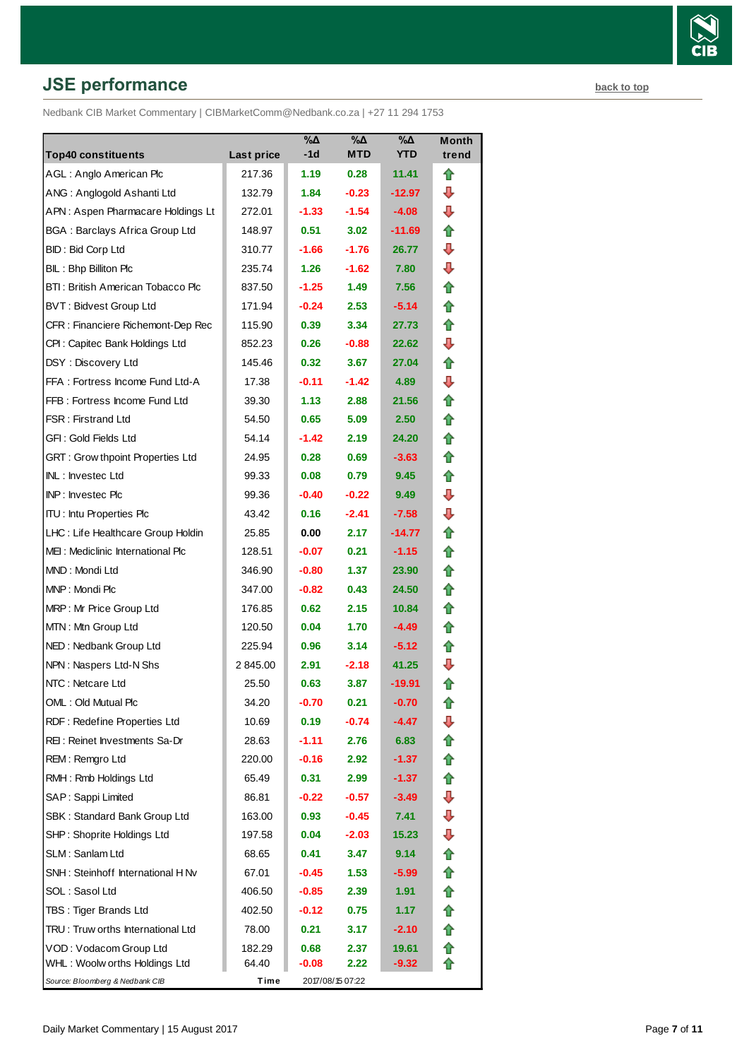## JSE performance

back to top

Nedbank CIB Market Commentary | CIBMarketComm@Nedbank.co.za | +27 11 294 1753

| Top40 constituents | Last price | %Δ -1d | %Δ MTD | %Δ YTD | Month trend |
|---|---|---|---|---|---|
| AGL : Anglo American Plc | 217.36 | 1.19 | 0.28 | 11.41 | ⇧ |
| ANG : Anglogold Ashanti Ltd | 132.79 | 1.84 | -0.23 | -12.97 | ⇩ |
| APN : Aspen Pharmacare Holdings Lt | 272.01 | -1.33 | -1.54 | -4.08 | ⇩ |
| BGA : Barclays Africa Group Ltd | 148.97 | 0.51 | 3.02 | -11.69 | ⇧ |
| BID : Bid Corp Ltd | 310.77 | -1.66 | -1.76 | 26.77 | ⇩ |
| BIL : Bhp Billiton Plc | 235.74 | 1.26 | -1.62 | 7.80 | ⇩ |
| BTI : British American Tobacco Plc | 837.50 | -1.25 | 1.49 | 7.56 | ⇧ |
| BVT : Bidvest Group Ltd | 171.94 | -0.24 | 2.53 | -5.14 | ⇧ |
| CFR : Financiere Richemont-Dep Rec | 115.90 | 0.39 | 3.34 | 27.73 | ⇧ |
| CPI : Capitec Bank Holdings Ltd | 852.23 | 0.26 | -0.88 | 22.62 | ⇩ |
| DSY : Discovery Ltd | 145.46 | 0.32 | 3.67 | 27.04 | ⇧ |
| FFA : Fortress Income Fund Ltd-A | 17.38 | -0.11 | -1.42 | 4.89 | ⇩ |
| FFB : Fortress Income Fund Ltd | 39.30 | 1.13 | 2.88 | 21.56 | ⇧ |
| FSR : Firstrand Ltd | 54.50 | 0.65 | 5.09 | 2.50 | ⇧ |
| GFI : Gold Fields Ltd | 54.14 | -1.42 | 2.19 | 24.20 | ⇧ |
| GRT : Growthpoint Properties Ltd | 24.95 | 0.28 | 0.69 | -3.63 | ⇧ |
| INL : Investec Ltd | 99.33 | 0.08 | 0.79 | 9.45 | ⇧ |
| INP : Investec Plc | 99.36 | -0.40 | -0.22 | 9.49 | ⇩ |
| ITU : Intu Properties Plc | 43.42 | 0.16 | -2.41 | -7.58 | ⇩ |
| LHC : Life Healthcare Group Holdin | 25.85 | 0.00 | 2.17 | -14.77 | ⇧ |
| MEI : Mediclinic International Plc | 128.51 | -0.07 | 0.21 | -1.15 | ⇧ |
| MND : Mondi Ltd | 346.90 | -0.80 | 1.37 | 23.90 | ⇧ |
| MNP : Mondi Plc | 347.00 | -0.82 | 0.43 | 24.50 | ⇧ |
| MRP : Mr Price Group Ltd | 176.85 | 0.62 | 2.15 | 10.84 | ⇧ |
| MTN : Mtn Group Ltd | 120.50 | 0.04 | 1.70 | -4.49 | ⇧ |
| NED : Nedbank Group Ltd | 225.94 | 0.96 | 3.14 | -5.12 | ⇧ |
| NPN : Naspers Ltd-N Shs | 2 845.00 | 2.91 | -2.18 | 41.25 | ⇩ |
| NTC : Netcare Ltd | 25.50 | 0.63 | 3.87 | -19.91 | ⇧ |
| OML : Old Mutual Plc | 34.20 | -0.70 | 0.21 | -0.70 | ⇧ |
| RDF : Redefine Properties Ltd | 10.69 | 0.19 | -0.74 | -4.47 | ⇩ |
| REI : Reinet Investments Sa-Dr | 28.63 | -1.11 | 2.76 | 6.83 | ⇧ |
| REM : Remgro Ltd | 220.00 | -0.16 | 2.92 | -1.37 | ⇧ |
| RMH : Rmb Holdings Ltd | 65.49 | 0.31 | 2.99 | -1.37 | ⇧ |
| SAP : Sappi Limited | 86.81 | -0.22 | -0.57 | -3.49 | ⇩ |
| SBK : Standard Bank Group Ltd | 163.00 | 0.93 | -0.45 | 7.41 | ⇩ |
| SHP : Shoprite Holdings Ltd | 197.58 | 0.04 | -2.03 | 15.23 | ⇩ |
| SLM : Sanlam Ltd | 68.65 | 0.41 | 3.47 | 9.14 | ⇧ |
| SNH : Steinhoff International H Nv | 67.01 | -0.45 | 1.53 | -5.99 | ⇧ |
| SOL : Sasol Ltd | 406.50 | -0.85 | 2.39 | 1.91 | ⇧ |
| TBS : Tiger Brands Ltd | 402.50 | -0.12 | 0.75 | 1.17 | ⇧ |
| TRU : Truworths International Ltd | 78.00 | 0.21 | 3.17 | -2.10 | ⇧ |
| VOD : Vodacom Group Ltd | 182.29 | 0.68 | 2.37 | 19.61 | ⇧ |
| WHL : Woolworths Holdings Ltd | 64.40 | -0.08 | 2.22 | -9.32 | ⇧ |

*Source: Bloomberg & Nedbank CIB* Time 2017/08/15 07:22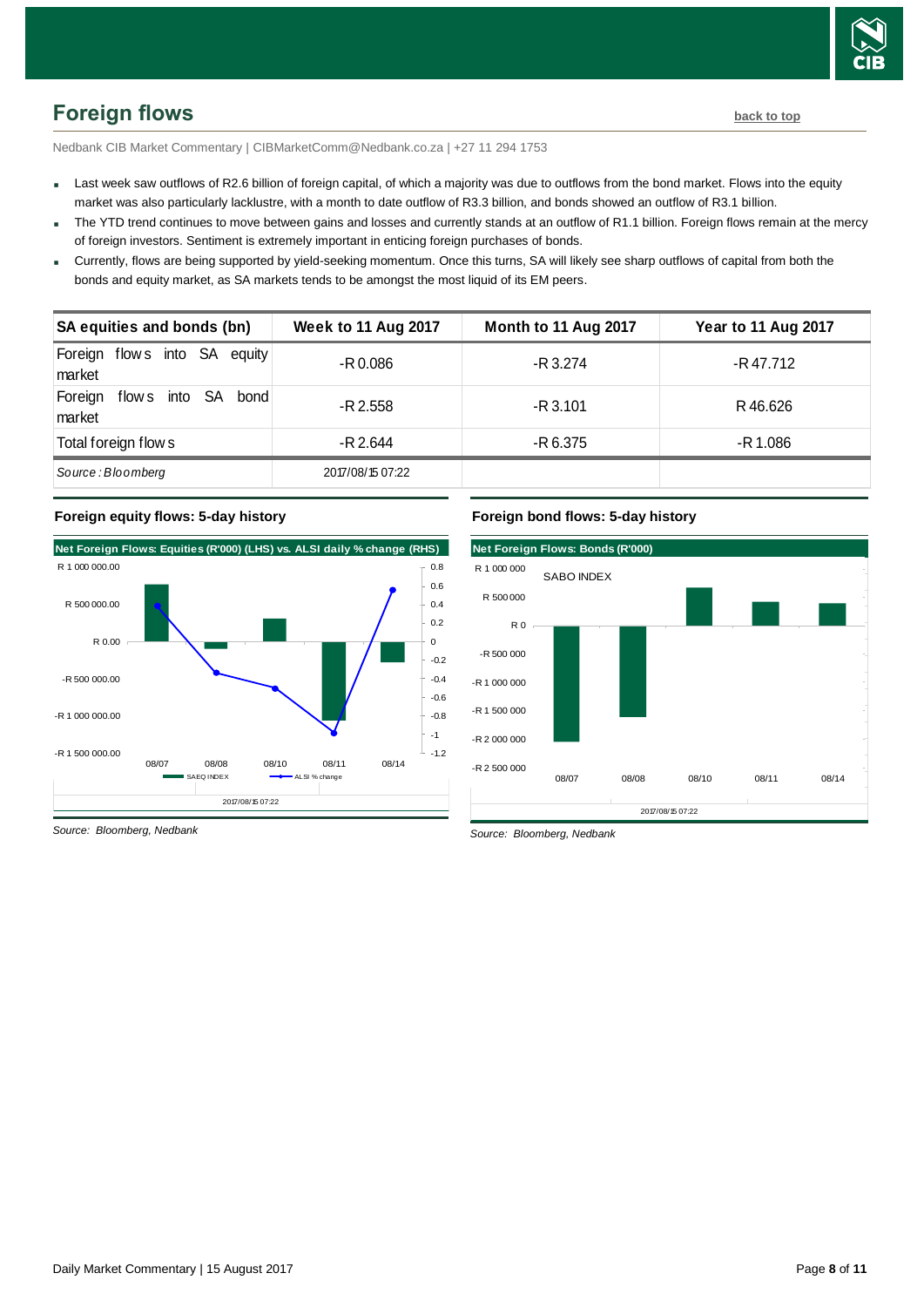## Foreign flows

back to top

Nedbank CIB Market Commentary | CIBMarketComm@Nedbank.co.za | +27 11 294 1753

- Last week saw outflows of R2.6 billion of foreign capital, of which a majority was due to outflows from the bond market. Flows into the equity market was also particularly lacklustre, with a month to date outflow of R3.3 billion, and bonds showed an outflow of R3.1 billion.
- The YTD trend continues to move between gains and losses and currently stands at an outflow of R1.1 billion. Foreign flows remain at the mercy of foreign investors. Sentiment is extremely important in enticing foreign purchases of bonds.
- Currently, flows are being supported by yield-seeking momentum. Once this turns, SA will likely see sharp outflows of capital from both the bonds and equity market, as SA markets tends to be amongst the most liquid of its EM peers.

| SA equities and bonds (bn) | Week to 11 Aug 2017 | Month to 11 Aug 2017 | Year to 11 Aug 2017 |
|---|---|---|---|
| Foreign flows into SA equity market | -R 0.086 | -R 3.274 | -R 47.712 |
| Foreign flows into SA bond market | -R 2.558 | -R 3.101 | R 46.626 |
| Total foreign flows | -R 2.644 | -R 6.375 | -R 1.086 |
| *Source: Bloomberg* | 2017/08/15 07:22 | | |

### Foreign equity flows: 5-day history

Net Foreign Flows: Equities (R'000) (LHS) vs. ALSI daily % change (RHS)

*Source: Bloomberg, Nedbank*

### Foreign bond flows: 5-day history

Net Foreign Flows: Bonds (R'000)

*Source: Bloomberg, Nedbank*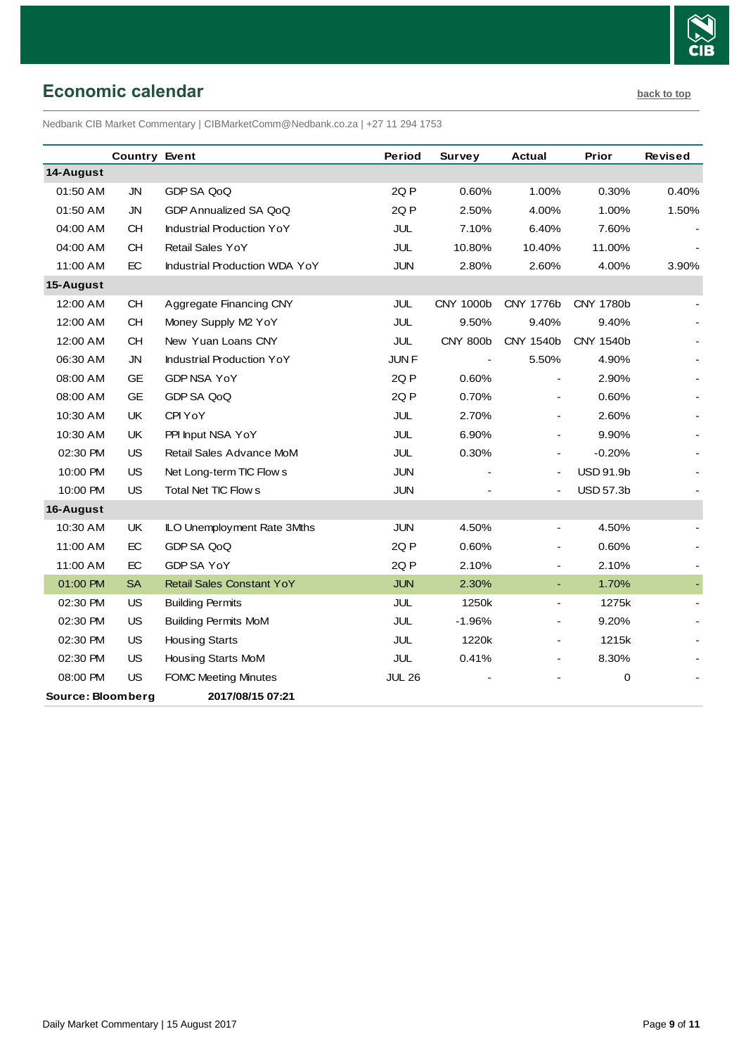## Economic calendar

back to top

Nedbank CIB Market Commentary | CIBMarketComm@Nedbank.co.za | +27 11 294 1753

| | Country | Event | Period | Survey | Actual | Prior | Revised |
|---|---|---|---|---|---|---|---|
| **14-August** | | | | | | | |
| 01:50 AM | JN | GDP SA QoQ | 2Q P | 0.60% | 1.00% | 0.30% | 0.40% |
| 01:50 AM | JN | GDP Annualized SA QoQ | 2Q P | 2.50% | 4.00% | 1.00% | 1.50% |
| 04:00 AM | CH | Industrial Production YoY | JUL | 7.10% | 6.40% | 7.60% | - |
| 04:00 AM | CH | Retail Sales YoY | JUL | 10.80% | 10.40% | 11.00% | - |
| 11:00 AM | EC | Industrial Production WDA YoY | JUN | 2.80% | 2.60% | 4.00% | 3.90% |
| **15-August** | | | | | | | |
| 12:00 AM | CH | Aggregate Financing CNY | JUL | CNY 1000b | CNY 1776b | CNY 1780b | - |
| 12:00 AM | CH | Money Supply M2 YoY | JUL | 9.50% | 9.40% | 9.40% | - |
| 12:00 AM | CH | New Yuan Loans CNY | JUL | CNY 800b | CNY 1540b | CNY 1540b | - |
| 06:30 AM | JN | Industrial Production YoY | JUN F | - | 5.50% | 4.90% | - |
| 08:00 AM | GE | GDP NSA YoY | 2Q P | 0.60% | - | 2.90% | - |
| 08:00 AM | GE | GDP SA QoQ | 2Q P | 0.70% | - | 0.60% | - |
| 10:30 AM | UK | CPI YoY | JUL | 2.70% | - | 2.60% | - |
| 10:30 AM | UK | PPI Input NSA YoY | JUL | 6.90% | - | 9.90% | - |
| 02:30 PM | US | Retail Sales Advance MoM | JUL | 0.30% | - | -0.20% | - |
| 10:00 PM | US | Net Long-term TIC Flows | JUN | - | - | USD 91.9b | - |
| 10:00 PM | US | Total Net TIC Flows | JUN | - | - | USD 57.3b | - |
| **16-August** | | | | | | | |
| 10:30 AM | UK | ILO Unemployment Rate 3Mths | JUN | 4.50% | - | 4.50% | - |
| 11:00 AM | EC | GDP SA QoQ | 2Q P | 0.60% | - | 0.60% | - |
| 11:00 AM | EC | GDP SA YoY | 2Q P | 2.10% | - | 2.10% | - |
| 01:00 PM | SA | Retail Sales Constant YoY | JUN | 2.30% | - | 1.70% | - |
| 02:30 PM | US | Building Permits | JUL | 1250k | - | 1275k | - |
| 02:30 PM | US | Building Permits MoM | JUL | -1.96% | - | 9.20% | - |
| 02:30 PM | US | Housing Starts | JUL | 1220k | - | 1215k | - |
| 02:30 PM | US | Housing Starts MoM | JUL | 0.41% | - | 8.30% | - |
| 08:00 PM | US | FOMC Meeting Minutes | JUL 26 | - | - | 0 | - |

**Source: Bloomberg** **2017/08/15 07:21**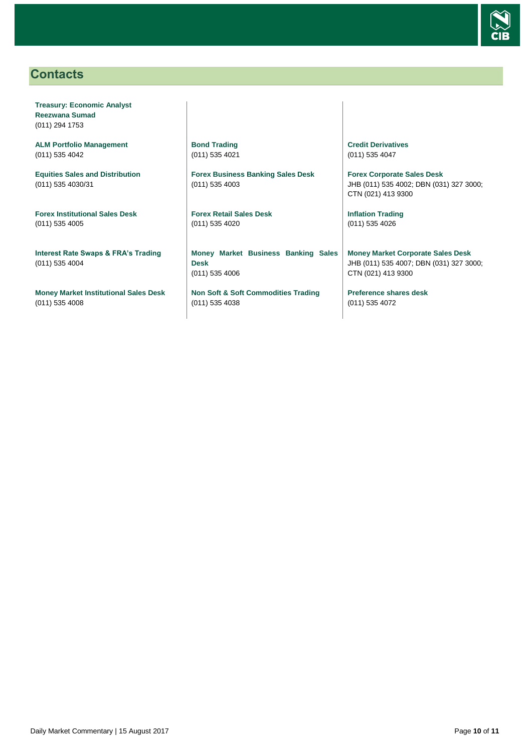## Contacts

**Treasury: Economic Analyst**
**Reezwana Sumad**
(011) 294 1753

**ALM Portfolio Management**
(011) 535 4042

**Equities Sales and Distribution**
(011) 535 4030/31

**Forex Institutional Sales Desk**
(011) 535 4005

**Interest Rate Swaps & FRA's Trading**
(011) 535 4004

**Money Market Institutional Sales Desk**
(011) 535 4008

**Bond Trading**
(011) 535 4021

**Forex Business Banking Sales Desk**
(011) 535 4003

**Forex Retail Sales Desk**
(011) 535 4020

**Money Market Business Banking Sales Desk**
(011) 535 4006

**Non Soft & Soft Commodities Trading**
(011) 535 4038

**Credit Derivatives**
(011) 535 4047

**Forex Corporate Sales Desk**
JHB (011) 535 4002; DBN (031) 327 3000; CTN (021) 413 9300

**Inflation Trading**
(011) 535 4026

**Money Market Corporate Sales Desk**
JHB (011) 535 4007; DBN (031) 327 3000; CTN (021) 413 9300

**Preference shares desk**
(011) 535 4072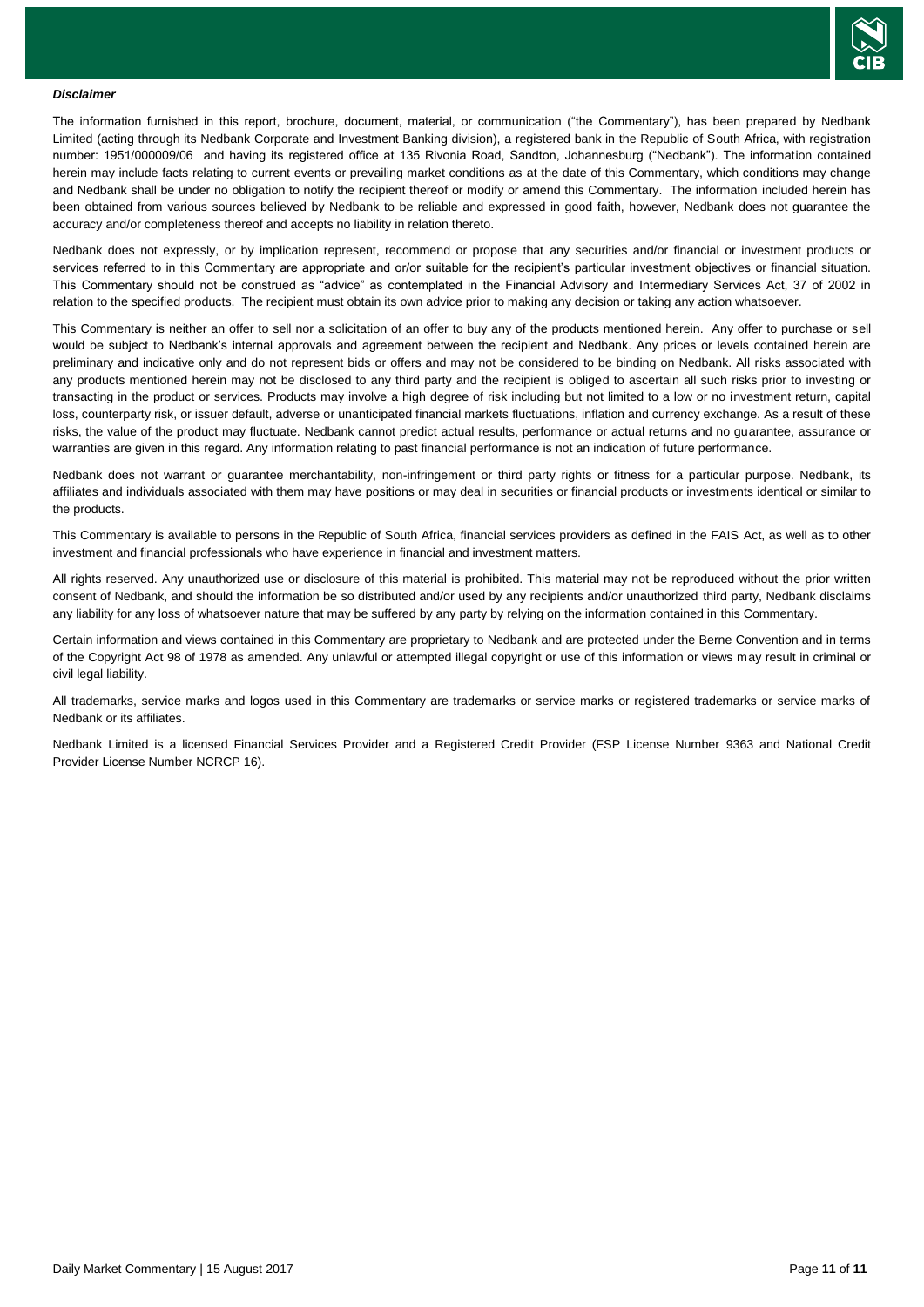***Disclaimer***

The information furnished in this report, brochure, document, material, or communication ("the Commentary"), has been prepared by Nedbank Limited (acting through its Nedbank Corporate and Investment Banking division), a registered bank in the Republic of South Africa, with registration number: 1951/000009/06 and having its registered office at 135 Rivonia Road, Sandton, Johannesburg ("Nedbank"). The information contained herein may include facts relating to current events or prevailing market conditions as at the date of this Commentary, which conditions may change and Nedbank shall be under no obligation to notify the recipient thereof or modify or amend this Commentary. The information included herein has been obtained from various sources believed by Nedbank to be reliable and expressed in good faith, however, Nedbank does not guarantee the accuracy and/or completeness thereof and accepts no liability in relation thereto.

Nedbank does not expressly, or by implication represent, recommend or propose that any securities and/or financial or investment products or services referred to in this Commentary are appropriate and or/or suitable for the recipient's particular investment objectives or financial situation. This Commentary should not be construed as "advice" as contemplated in the Financial Advisory and Intermediary Services Act, 37 of 2002 in relation to the specified products. The recipient must obtain its own advice prior to making any decision or taking any action whatsoever.

This Commentary is neither an offer to sell nor a solicitation of an offer to buy any of the products mentioned herein. Any offer to purchase or sell would be subject to Nedbank's internal approvals and agreement between the recipient and Nedbank. Any prices or levels contained herein are preliminary and indicative only and do not represent bids or offers and may not be considered to be binding on Nedbank. All risks associated with any products mentioned herein may not be disclosed to any third party and the recipient is obliged to ascertain all such risks prior to investing or transacting in the product or services. Products may involve a high degree of risk including but not limited to a low or no investment return, capital loss, counterparty risk, or issuer default, adverse or unanticipated financial markets fluctuations, inflation and currency exchange. As a result of these risks, the value of the product may fluctuate. Nedbank cannot predict actual results, performance or actual returns and no guarantee, assurance or warranties are given in this regard. Any information relating to past financial performance is not an indication of future performance.

Nedbank does not warrant or guarantee merchantability, non-infringement or third party rights or fitness for a particular purpose. Nedbank, its affiliates and individuals associated with them may have positions or may deal in securities or financial products or investments identical or similar to the products.

This Commentary is available to persons in the Republic of South Africa, financial services providers as defined in the FAIS Act, as well as to other investment and financial professionals who have experience in financial and investment matters.

All rights reserved. Any unauthorized use or disclosure of this material is prohibited. This material may not be reproduced without the prior written consent of Nedbank, and should the information be so distributed and/or used by any recipients and/or unauthorized third party, Nedbank disclaims any liability for any loss of whatsoever nature that may be suffered by any party by relying on the information contained in this Commentary.

Certain information and views contained in this Commentary are proprietary to Nedbank and are protected under the Berne Convention and in terms of the Copyright Act 98 of 1978 as amended. Any unlawful or attempted illegal copyright or use of this information or views may result in criminal or civil legal liability.

All trademarks, service marks and logos used in this Commentary are trademarks or service marks or registered trademarks or service marks of Nedbank or its affiliates.

Nedbank Limited is a licensed Financial Services Provider and a Registered Credit Provider (FSP License Number 9363 and National Credit Provider License Number NCRCP 16).